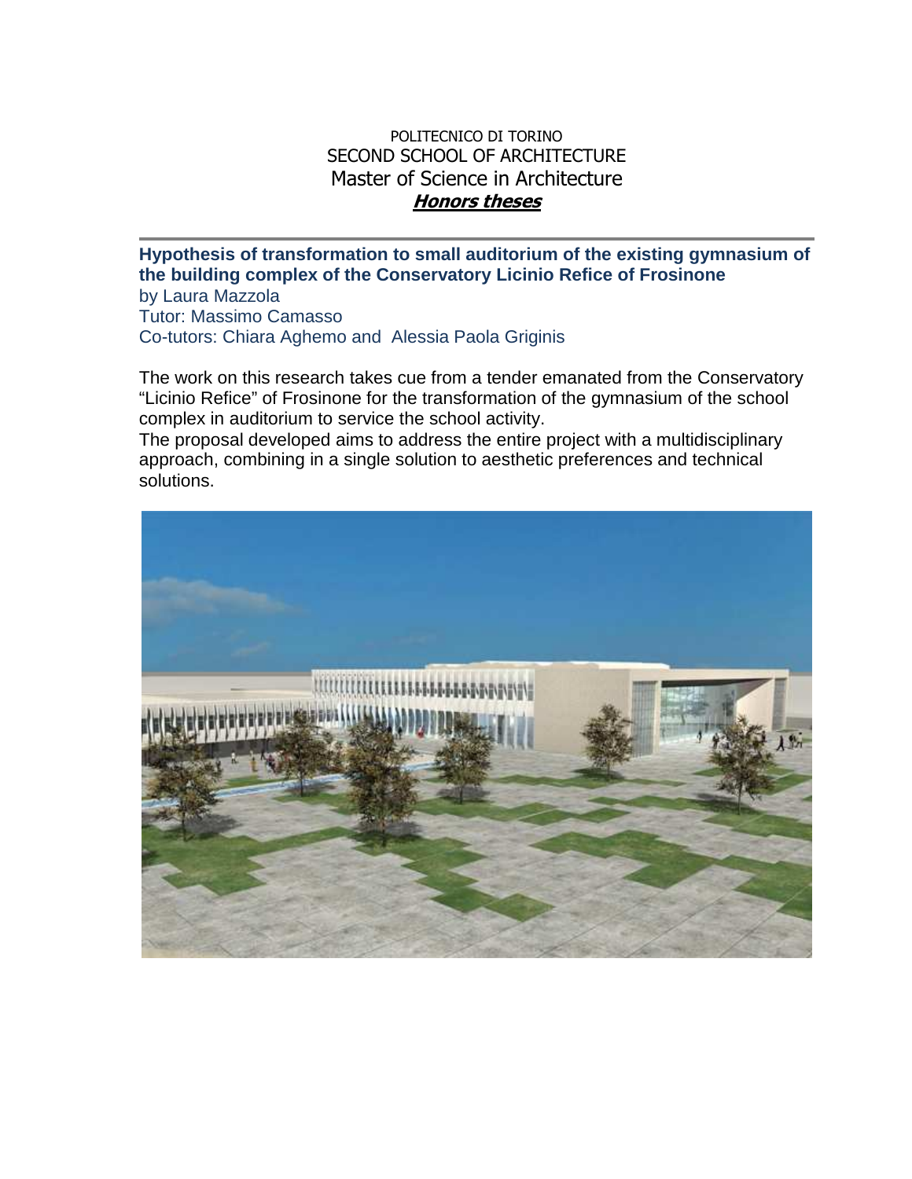POLITECNICO DI TORINO
SECOND SCHOOL OF ARCHITECTURE
Master of Science in Architecture
***Honors theses***

---

**Hypothesis of transformation to small auditorium of the existing gymnasium of the building complex of the Conservatory Licinio Refice of Frosinone**

by Laura Mazzola
Tutor: Massimo Camasso
Co-tutors: Chiara Aghemo and Alessia Paola Griginis

The work on this research takes cue from a tender emanated from the Conservatory "Licinio Refice" of Frosinone for the transformation of the gymnasium of the school complex in auditorium to service the school activity.
The proposal developed aims to address the entire project with a multidisciplinary approach, combining in a single solution to aesthetic preferences and technical solutions.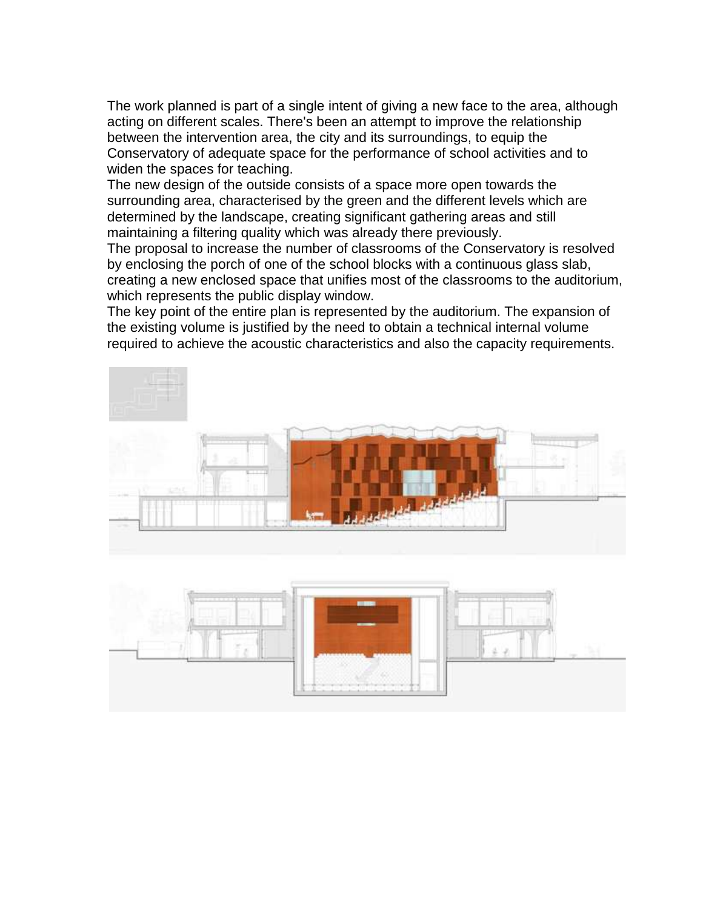The work planned is part of a single intent of giving a new face to the area, although acting on different scales. There's been an attempt to improve the relationship between the intervention area, the city and its surroundings, to equip the Conservatory of adequate space for the performance of school activities and to widen the spaces for teaching.

The new design of the outside consists of a space more open towards the surrounding area, characterised by the green and the different levels which are determined by the landscape, creating significant gathering areas and still maintaining a filtering quality which was already there previously.

The proposal to increase the number of classrooms of the Conservatory is resolved by enclosing the porch of one of the school blocks with a continuous glass slab, creating a new enclosed space that unifies most of the classrooms to the auditorium, which represents the public display window.

The key point of the entire plan is represented by the auditorium. The expansion of the existing volume is justified by the need to obtain a technical internal volume required to achieve the acoustic characteristics and also the capacity requirements.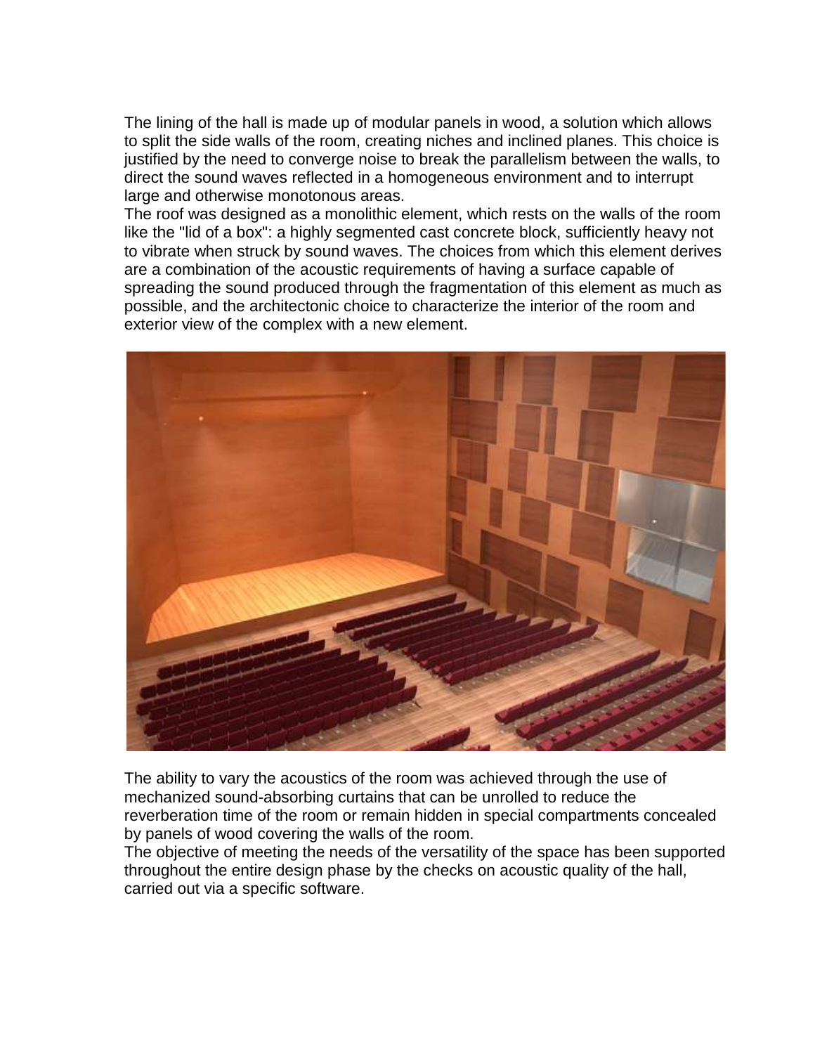The lining of the hall is made up of modular panels in wood, a solution which allows to split the side walls of the room, creating niches and inclined planes. This choice is justified by the need to converge noise to break the parallelism between the walls, to direct the sound waves reflected in a homogeneous environment and to interrupt large and otherwise monotonous areas.

The roof was designed as a monolithic element, which rests on the walls of the room like the "lid of a box": a highly segmented cast concrete block, sufficiently heavy not to vibrate when struck by sound waves. The choices from which this element derives are a combination of the acoustic requirements of having a surface capable of spreading the sound produced through the fragmentation of this element as much as possible, and the architectonic choice to characterize the interior of the room and exterior view of the complex with a new element.

The ability to vary the acoustics of the room was achieved through the use of mechanized sound-absorbing curtains that can be unrolled to reduce the reverberation time of the room or remain hidden in special compartments concealed by panels of wood covering the walls of the room.

The objective of meeting the needs of the versatility of the space has been supported throughout the entire design phase by the checks on acoustic quality of the hall, carried out via a specific software.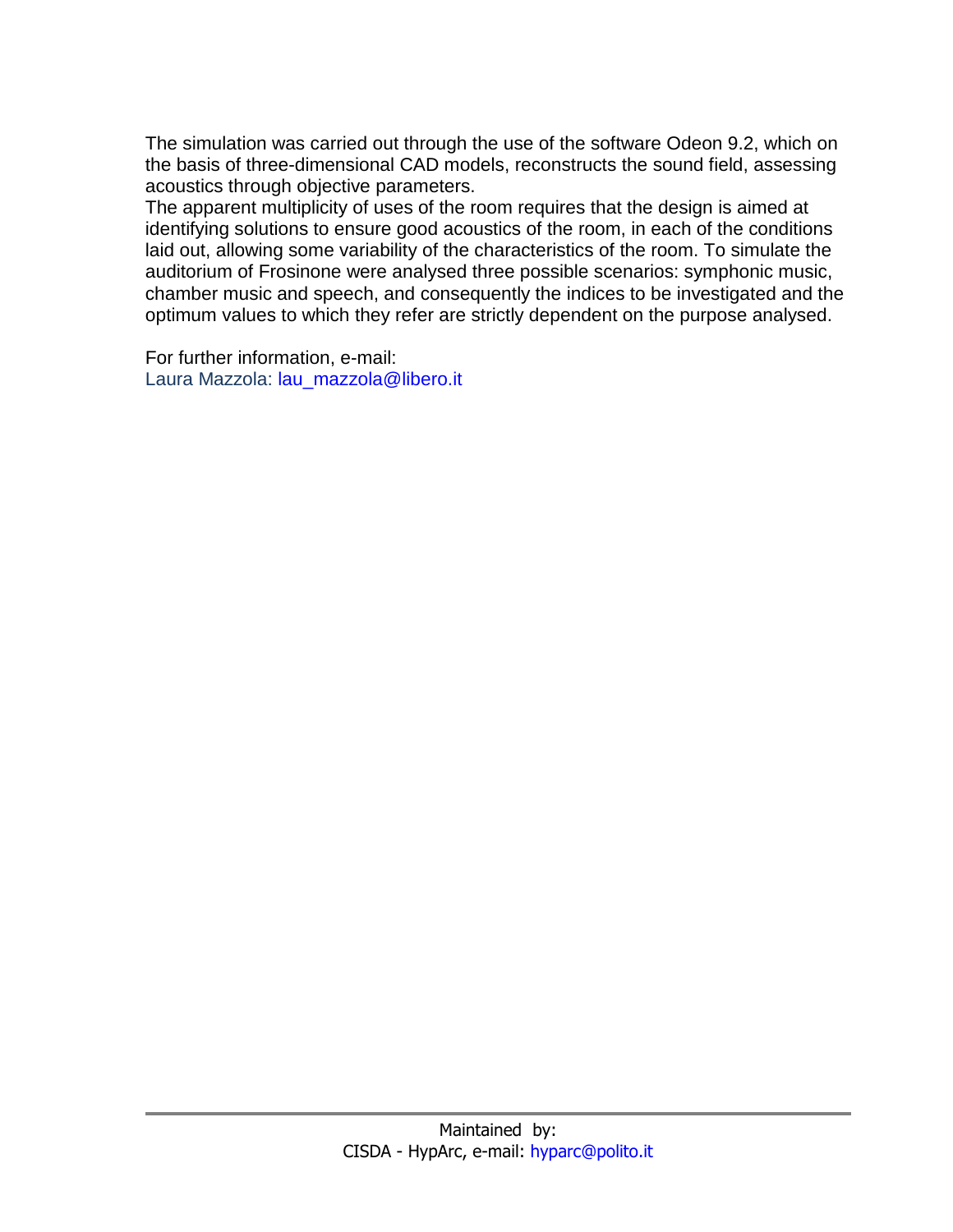The simulation was carried out through the use of the software Odeon 9.2, which on the basis of three-dimensional CAD models, reconstructs the sound field, assessing acoustics through objective parameters.
The apparent multiplicity of uses of the room requires that the design is aimed at identifying solutions to ensure good acoustics of the room, in each of the conditions laid out, allowing some variability of the characteristics of the room. To simulate the auditorium of Frosinone were analysed three possible scenarios: symphonic music, chamber music and speech, and consequently the indices to be investigated and the optimum values to which they refer are strictly dependent on the purpose analysed.

For further information, e-mail:
Laura Mazzola: lau_mazzola@libero.it

---

Maintained by:
CISDA - HypArc, e-mail: hyparc@polito.it